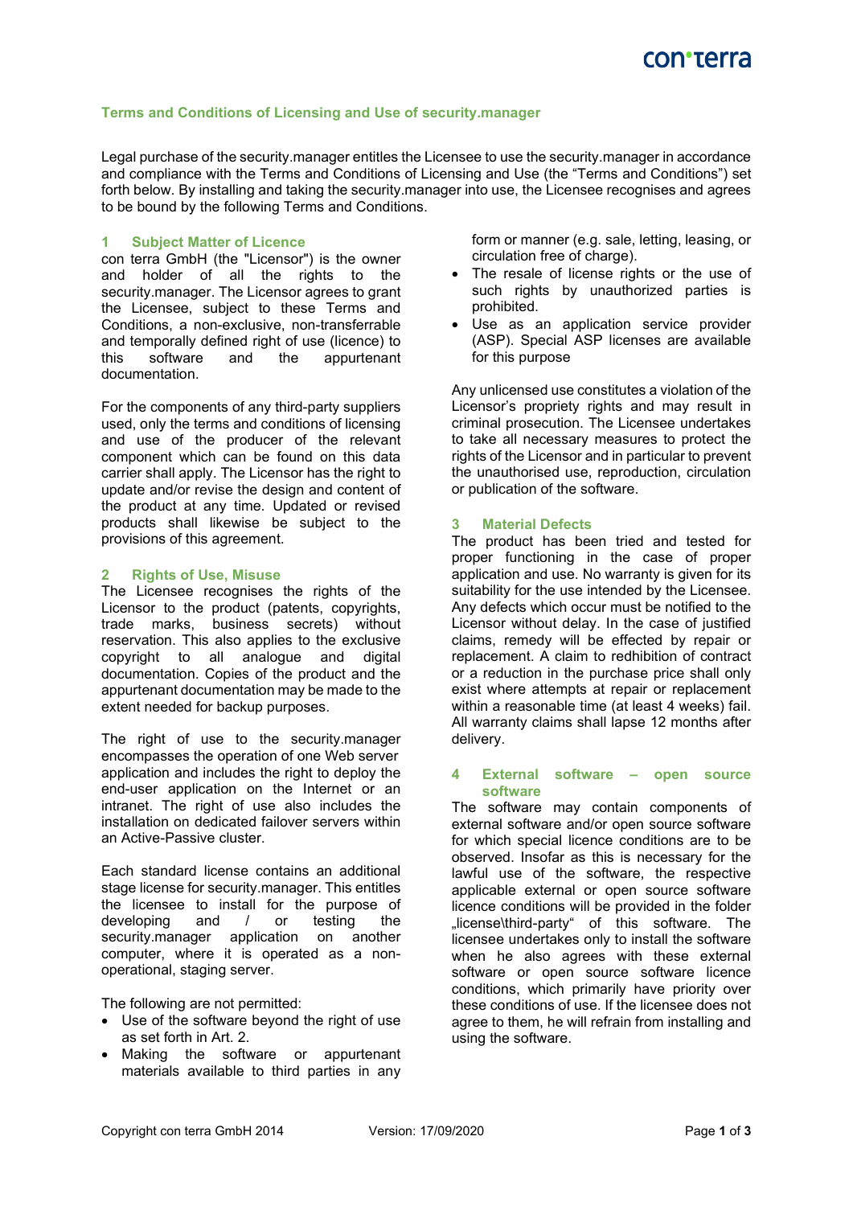# Terms and Conditions of Licensing and Use of security.manager

Legal purchase of the security.manager entitles the Licensee to use the security.manager in accordance and compliance with the Terms and Conditions of Licensing and Use (the "Terms and Conditions") set forth below. By installing and taking the security.manager into use, the Licensee recognises and agrees to be bound by the following Terms and Conditions.

## 1 Subject Matter of Licence

con terra GmbH (the "Licensor") is the owner and holder of all the rights to the security.manager. The Licensor agrees to grant the Licensee, subject to these Terms and Conditions, a non-exclusive, non-transferrable and temporally defined right of use (licence) to this software and the appurtenant documentation.

For the components of any third-party suppliers used, only the terms and conditions of licensing and use of the producer of the relevant component which can be found on this data carrier shall apply. The Licensor has the right to update and/or revise the design and content of the product at any time. Updated or revised products shall likewise be subject to the provisions of this agreement.

## 2 Rights of Use, Misuse

The Licensee recognises the rights of the Licensor to the product (patents, copyrights, trade marks, business secrets) without reservation. This also applies to the exclusive copyright to all analogue and digital documentation. Copies of the product and the appurtenant documentation may be made to the extent needed for backup purposes.

The right of use to the security.manager encompasses the operation of one Web server application and includes the right to deploy the end-user application on the Internet or an intranet. The right of use also includes the installation on dedicated failover servers within an Active-Passive cluster.

Each standard license contains an additional stage license for security.manager. This entitles the licensee to install for the purpose of developing and / or testing the security.manager application on another computer, where it is operated as a non-operational, staging server.

The following are not permitted:

- Use of the software beyond the right of use as set forth in Art. 2.
- Making the software or appurtenant materials available to third parties in any form or manner (e.g. sale, letting, leasing, or circulation free of charge).
- The resale of license rights or the use of such rights by unauthorized parties is prohibited.
- Use as an application service provider (ASP). Special ASP licenses are available for this purpose

Any unlicensed use constitutes a violation of the Licensor's propriety rights and may result in criminal prosecution. The Licensee undertakes to take all necessary measures to protect the rights of the Licensor and in particular to prevent the unauthorised use, reproduction, circulation or publication of the software.

## 3 Material Defects

The product has been tried and tested for proper functioning in the case of proper application and use. No warranty is given for its suitability for the use intended by the Licensee. Any defects which occur must be notified to the Licensor without delay. In the case of justified claims, remedy will be effected by repair or replacement. A claim to redhibition of contract or a reduction in the purchase price shall only exist where attempts at repair or replacement within a reasonable time (at least 4 weeks) fail. All warranty claims shall lapse 12 months after delivery.

## 4 External software – open source software

The software may contain components of external software and/or open source software for which special licence conditions are to be observed. Insofar as this is necessary for the lawful use of the software, the respective applicable external or open source software licence conditions will be provided in the folder „license\third-party" of this software. The licensee undertakes only to install the software when he also agrees with these external software or open source software licence conditions, which primarily have priority over these conditions of use. If the licensee does not agree to them, he will refrain from installing and using the software.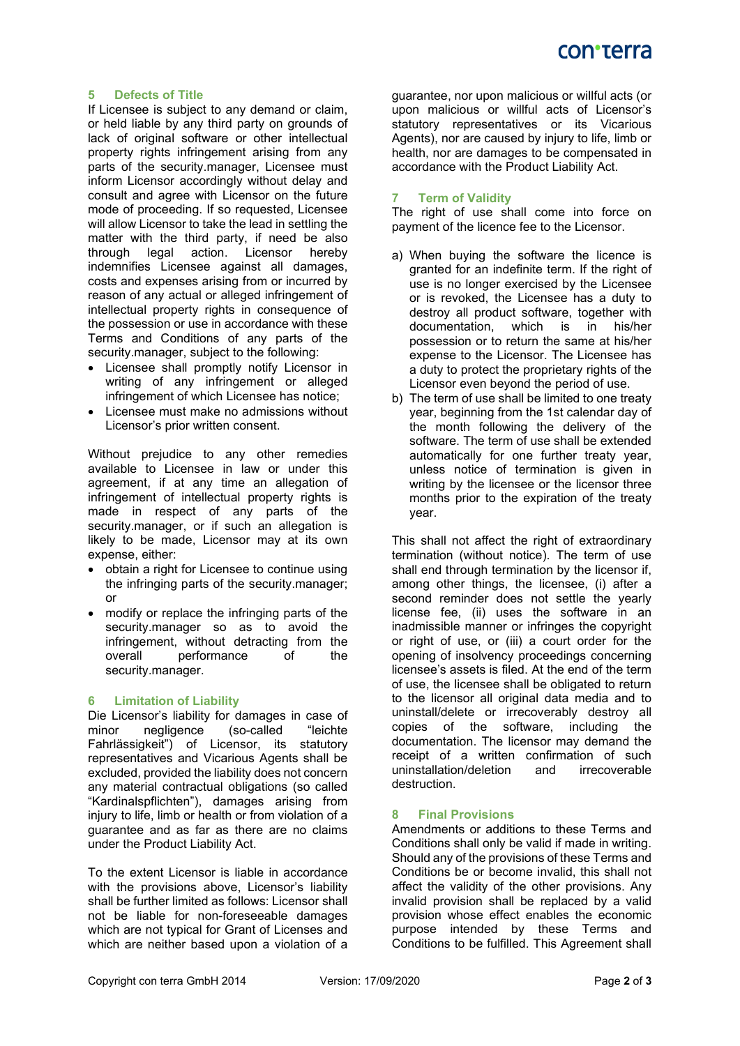## 5 Defects of Title

If Licensee is subject to any demand or claim, or held liable by any third party on grounds of lack of original software or other intellectual property rights infringement arising from any parts of the security.manager, Licensee must inform Licensor accordingly without delay and consult and agree with Licensor on the future mode of proceeding. If so requested, Licensee will allow Licensor to take the lead in settling the matter with the third party, if need be also through legal action. Licensor hereby indemnifies Licensee against all damages, costs and expenses arising from or incurred by reason of any actual or alleged infringement of intellectual property rights in consequence of the possession or use in accordance with these Terms and Conditions of any parts of the security.manager, subject to the following:

- Licensee shall promptly notify Licensor in writing of any infringement or alleged infringement of which Licensee has notice;
- Licensee must make no admissions without Licensor's prior written consent.

Without prejudice to any other remedies available to Licensee in law or under this agreement, if at any time an allegation of infringement of intellectual property rights is made in respect of any parts of the security.manager, or if such an allegation is likely to be made, Licensor may at its own expense, either:

- obtain a right for Licensee to continue using the infringing parts of the security.manager; or
- modify or replace the infringing parts of the security.manager so as to avoid the infringement, without detracting from the overall performance of the security.manager.

## 6 Limitation of Liability

Die Licensor's liability for damages in case of minor negligence (so-called "leichte Fahrlässigkeit") of Licensor, its statutory representatives and Vicarious Agents shall be excluded, provided the liability does not concern any material contractual obligations (so called "Kardinalspflichten"), damages arising from injury to life, limb or health or from violation of a guarantee and as far as there are no claims under the Product Liability Act.

To the extent Licensor is liable in accordance with the provisions above, Licensor's liability shall be further limited as follows: Licensor shall not be liable for non-foreseeable damages which are not typical for Grant of Licenses and which are neither based upon a violation of a guarantee, nor upon malicious or willful acts (or upon malicious or willful acts of Licensor's statutory representatives or its Vicarious Agents), nor are caused by injury to life, limb or health, nor are damages to be compensated in accordance with the Product Liability Act.

## 7 Term of Validity

The right of use shall come into force on payment of the licence fee to the Licensor.

a) When buying the software the licence is granted for an indefinite term. If the right of use is no longer exercised by the Licensee or is revoked, the Licensee has a duty to destroy all product software, together with documentation, which is in his/her possession or to return the same at his/her expense to the Licensor. The Licensee has a duty to protect the proprietary rights of the Licensor even beyond the period of use.

b) The term of use shall be limited to one treaty year, beginning from the 1st calendar day of the month following the delivery of the software. The term of use shall be extended automatically for one further treaty year, unless notice of termination is given in writing by the licensee or the licensor three months prior to the expiration of the treaty year.

This shall not affect the right of extraordinary termination (without notice). The term of use shall end through termination by the licensor if, among other things, the licensee, (i) after a second reminder does not settle the yearly license fee, (ii) uses the software in an inadmissible manner or infringes the copyright or right of use, or (iii) a court order for the opening of insolvency proceedings concerning licensee's assets is filed. At the end of the term of use, the licensee shall be obligated to return to the licensor all original data media and to uninstall/delete or irrecoverably destroy all copies of the software, including the documentation. The licensor may demand the receipt of a written confirmation of such uninstallation/deletion and irrecoverable destruction.

## 8 Final Provisions

Amendments or additions to these Terms and Conditions shall only be valid if made in writing. Should any of the provisions of these Terms and Conditions be or become invalid, this shall not affect the validity of the other provisions. Any invalid provision shall be replaced by a valid provision whose effect enables the economic purpose intended by these Terms and Conditions to be fulfilled. This Agreement shall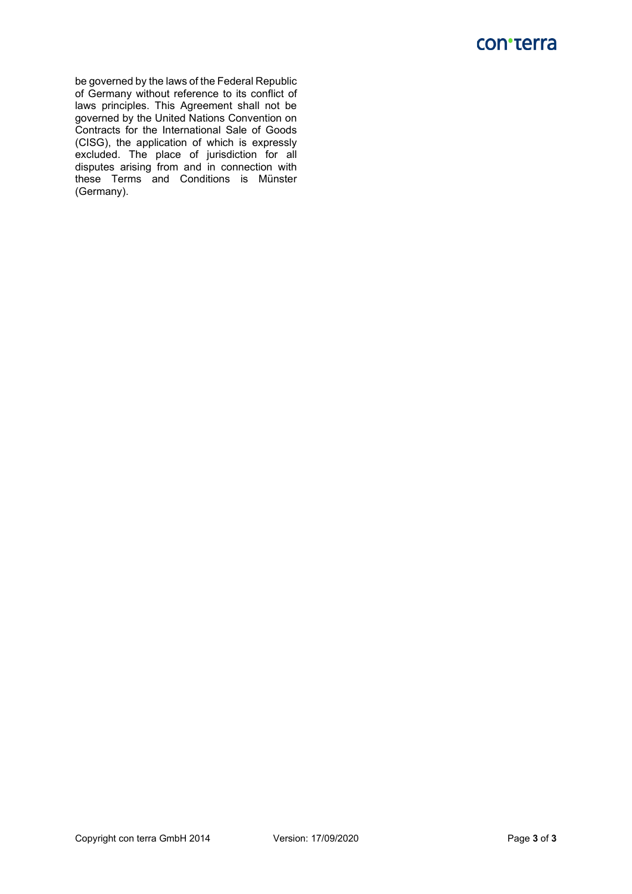be governed by the laws of the Federal Republic of Germany without reference to its conflict of laws principles. This Agreement shall not be governed by the United Nations Convention on Contracts for the International Sale of Goods (CISG), the application of which is expressly excluded. The place of jurisdiction for all disputes arising from and in connection with these Terms and Conditions is Münster (Germany).